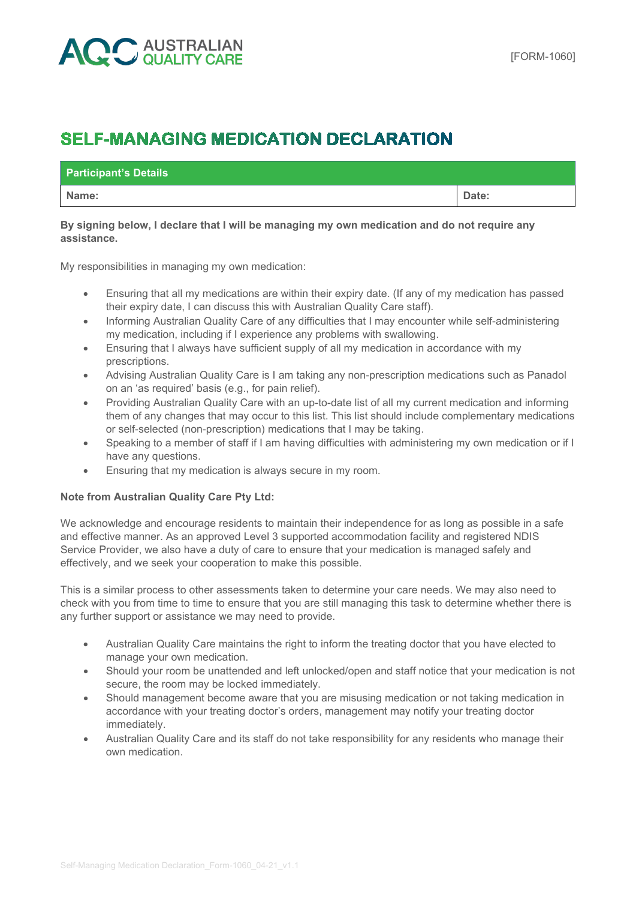AUSTRALIAN QUALITY CARE

[FORM-1060]

# SELF-MANAGING MEDICATION DECLARATION

| Participant's Details | |
|---|---|
| **Name:** | **Date:** |

**By signing below, I declare that I will be managing my own medication and do not require any assistance.**

My responsibilities in managing my own medication:

- Ensuring that all my medications are within their expiry date. (If any of my medication has passed their expiry date, I can discuss this with Australian Quality Care staff).
- Informing Australian Quality Care of any difficulties that I may encounter while self-administering my medication, including if I experience any problems with swallowing.
- Ensuring that I always have sufficient supply of all my medication in accordance with my prescriptions.
- Advising Australian Quality Care is I am taking any non-prescription medications such as Panadol on an 'as required' basis (e.g., for pain relief).
- Providing Australian Quality Care with an up-to-date list of all my current medication and informing them of any changes that may occur to this list. This list should include complementary medications or self-selected (non-prescription) medications that I may be taking.
- Speaking to a member of staff if I am having difficulties with administering my own medication or if I have any questions.
- Ensuring that my medication is always secure in my room.

**Note from Australian Quality Care Pty Ltd:**

We acknowledge and encourage residents to maintain their independence for as long as possible in a safe and effective manner. As an approved Level 3 supported accommodation facility and registered NDIS Service Provider, we also have a duty of care to ensure that your medication is managed safely and effectively, and we seek your cooperation to make this possible.

This is a similar process to other assessments taken to determine your care needs. We may also need to check with you from time to time to ensure that you are still managing this task to determine whether there is any further support or assistance we may need to provide.

- Australian Quality Care maintains the right to inform the treating doctor that you have elected to manage your own medication.
- Should your room be unattended and left unlocked/open and staff notice that your medication is not secure, the room may be locked immediately.
- Should management become aware that you are misusing medication or not taking medication in accordance with your treating doctor's orders, management may notify your treating doctor immediately.
- Australian Quality Care and its staff do not take responsibility for any residents who manage their own medication.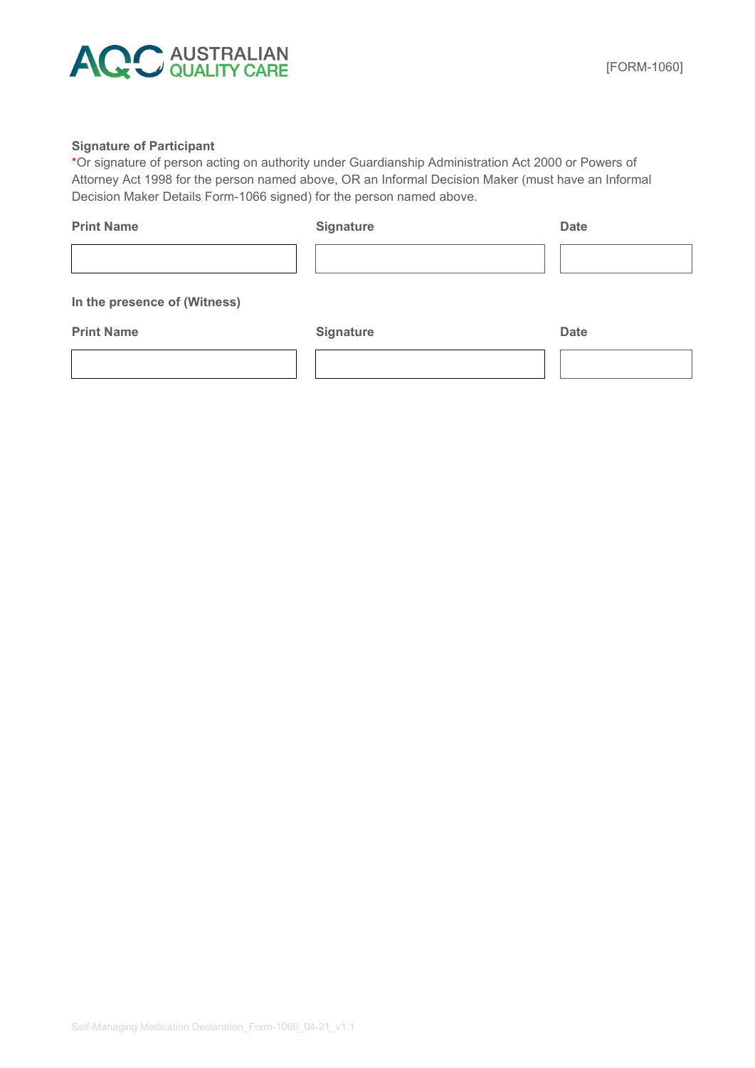**Signature of Participant**

*Or signature of person acting on authority under Guardianship Administration Act 2000 or Powers of Attorney Act 1998 for the person named above, OR an Informal Decision Maker (must have an Informal Decision Maker Details Form-1066 signed) for the person named above.

| Print Name | Signature | Date |
|---|---|---|
| | | |

**In the presence of (Witness)**

| Print Name | Signature | Date |
|---|---|---|
| | | |